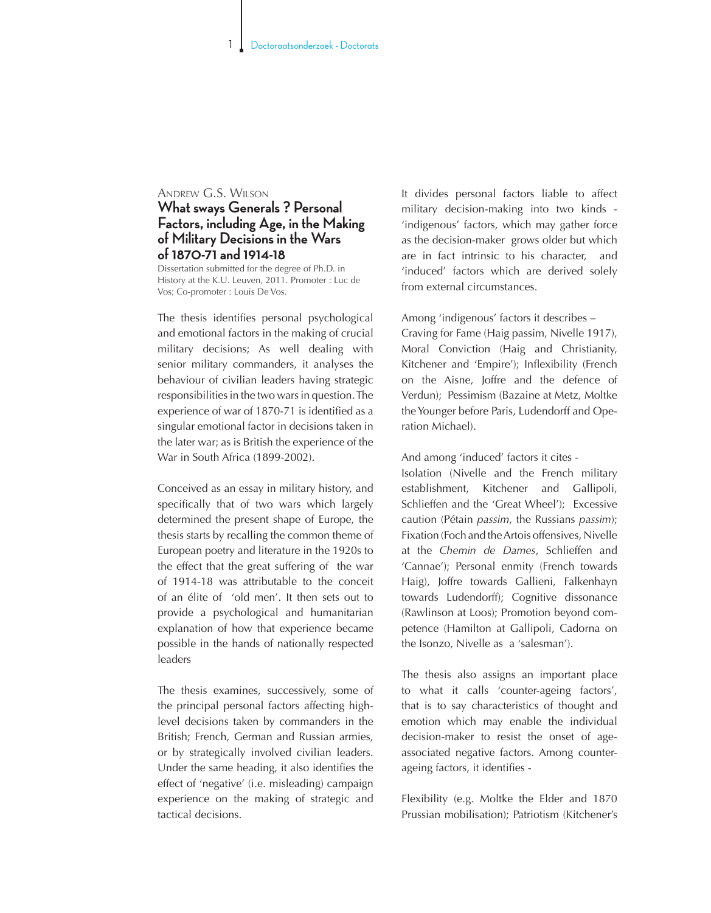Andrew G.S. Wilson

## What sways Generals ? Personal Factors, including Age, in the Making of Military Decisions in the Wars of 1870-71 and 1914-18

Dissertation submitted for the degree of Ph.D. in History at the K.U. Leuven, 2011. Promoter : Luc de Vos; Co-promoter : Louis De Vos.

The thesis identifies personal psychological and emotional factors in the making of crucial military decisions; As well dealing with senior military commanders, it analyses the behaviour of civilian leaders having strategic responsibilities in the two wars in question. The experience of war of 1870-71 is identified as a singular emotional factor in decisions taken in the later war; as is British the experience of the War in South Africa (1899-2002).

Conceived as an essay in military history, and specifically that of two wars which largely determined the present shape of Europe, the thesis starts by recalling the common theme of European poetry and literature in the 1920s to the effect that the great suffering of the war of 1914-18 was attributable to the conceit of an élite of 'old men'. It then sets out to provide a psychological and humanitarian explanation of how that experience became possible in the hands of nationally respected leaders

The thesis examines, successively, some of the principal personal factors affecting high-level decisions taken by commanders in the British; French, German and Russian armies, or by strategically involved civilian leaders. Under the same heading, it also identifies the effect of 'negative' (i.e. misleading) campaign experience on the making of strategic and tactical decisions.

It divides personal factors liable to affect military decision-making into two kinds - 'indigenous' factors, which may gather force as the decision-maker grows older but which are in fact intrinsic to his character, and 'induced' factors which are derived solely from external circumstances.

Among 'indigenous' factors it describes –
Craving for Fame (Haig passim, Nivelle 1917), Moral Conviction (Haig and Christianity, Kitchener and 'Empire'); Inflexibility (French on the Aisne, Joffre and the defence of Verdun); Pessimism (Bazaine at Metz, Moltke the Younger before Paris, Ludendorff and Operation Michael).

And among 'induced' factors it cites -
Isolation (Nivelle and the French military establishment, Kitchener and Gallipoli, Schlieffen and the 'Great Wheel'); Excessive caution (Pétain *passim*, the Russians *passim*); Fixation (Foch and the Artois offensives, Nivelle at the *Chemin de Dames*, Schlieffen and 'Cannae'); Personal enmity (French towards Haig), Joffre towards Gallieni, Falkenhayn towards Ludendorff); Cognitive dissonance (Rawlinson at Loos); Promotion beyond competence (Hamilton at Gallipoli, Cadorna on the Isonzo, Nivelle as a 'salesman').

The thesis also assigns an important place to what it calls 'counter-ageing factors', that is to say characteristics of thought and emotion which may enable the individual decision-maker to resist the onset of age-associated negative factors. Among counter-ageing factors, it identifies -

Flexibility (e.g. Moltke the Elder and 1870 Prussian mobilisation); Patriotism (Kitchener's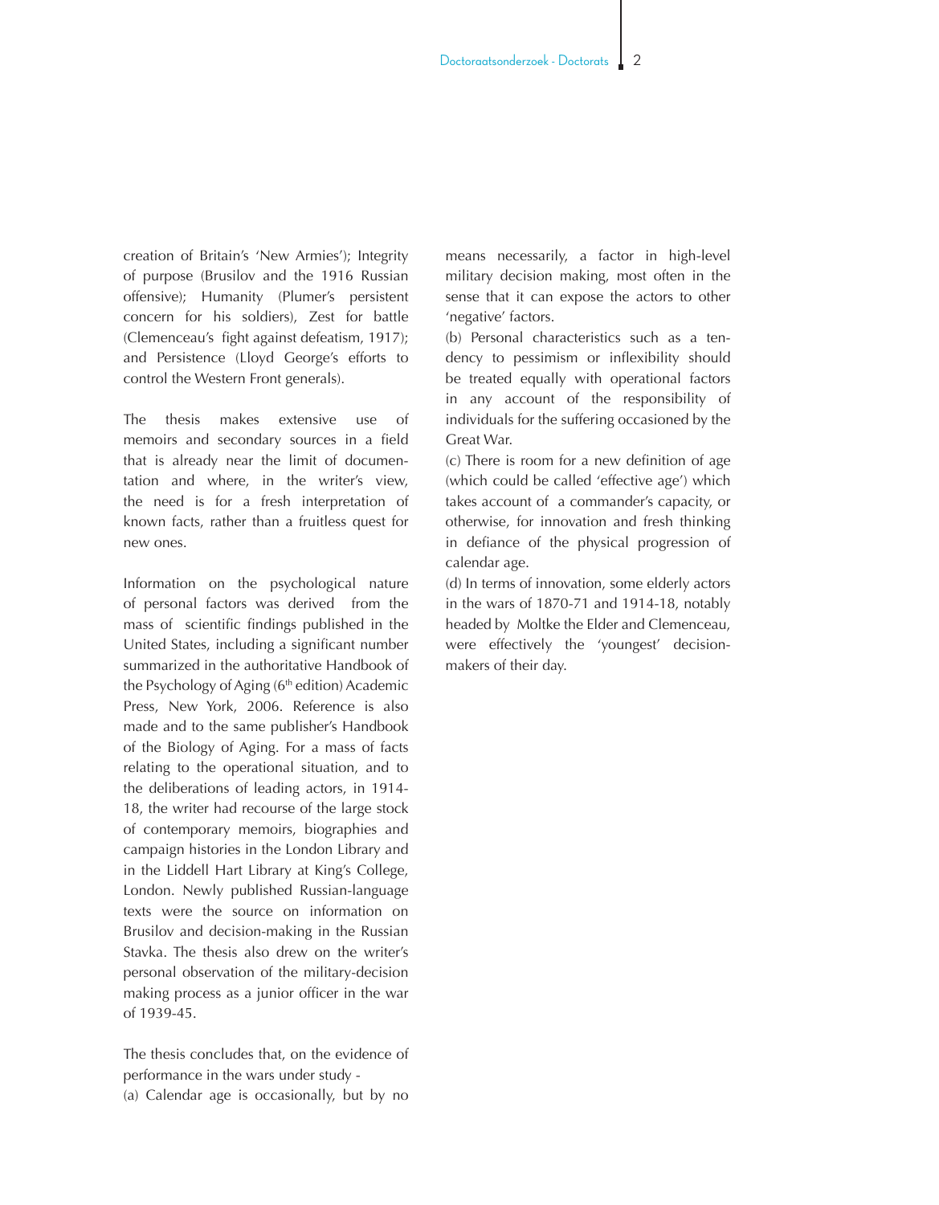creation of Britain's 'New Armies'); Integrity of purpose (Brusilov and the 1916 Russian offensive); Humanity (Plumer's persistent concern for his soldiers), Zest for battle (Clemenceau's fight against defeatism, 1917); and Persistence (Lloyd George's efforts to control the Western Front generals).

The thesis makes extensive use of memoirs and secondary sources in a field that is already near the limit of documentation and where, in the writer's view, the need is for a fresh interpretation of known facts, rather than a fruitless quest for new ones.

Information on the psychological nature of personal factors was derived from the mass of scientific findings published in the United States, including a significant number summarized in the authoritative Handbook of the Psychology of Aging (6th edition) Academic Press, New York, 2006. Reference is also made and to the same publisher's Handbook of the Biology of Aging. For a mass of facts relating to the operational situation, and to the deliberations of leading actors, in 1914-18, the writer had recourse of the large stock of contemporary memoirs, biographies and campaign histories in the London Library and in the Liddell Hart Library at King's College, London. Newly published Russian-language texts were the source on information on Brusilov and decision-making in the Russian Stavka. The thesis also drew on the writer's personal observation of the military-decision making process as a junior officer in the war of 1939-45.

The thesis concludes that, on the evidence of performance in the wars under study -

(a) Calendar age is occasionally, but by no means necessarily, a factor in high-level military decision making, most often in the sense that it can expose the actors to other 'negative' factors.

(b) Personal characteristics such as a tendency to pessimism or inflexibility should be treated equally with operational factors in any account of the responsibility of individuals for the suffering occasioned by the Great War.

(c) There is room for a new definition of age (which could be called 'effective age') which takes account of a commander's capacity, or otherwise, for innovation and fresh thinking in defiance of the physical progression of calendar age.

(d) In terms of innovation, some elderly actors in the wars of 1870-71 and 1914-18, notably headed by Moltke the Elder and Clemenceau, were effectively the 'youngest' decision-makers of their day.